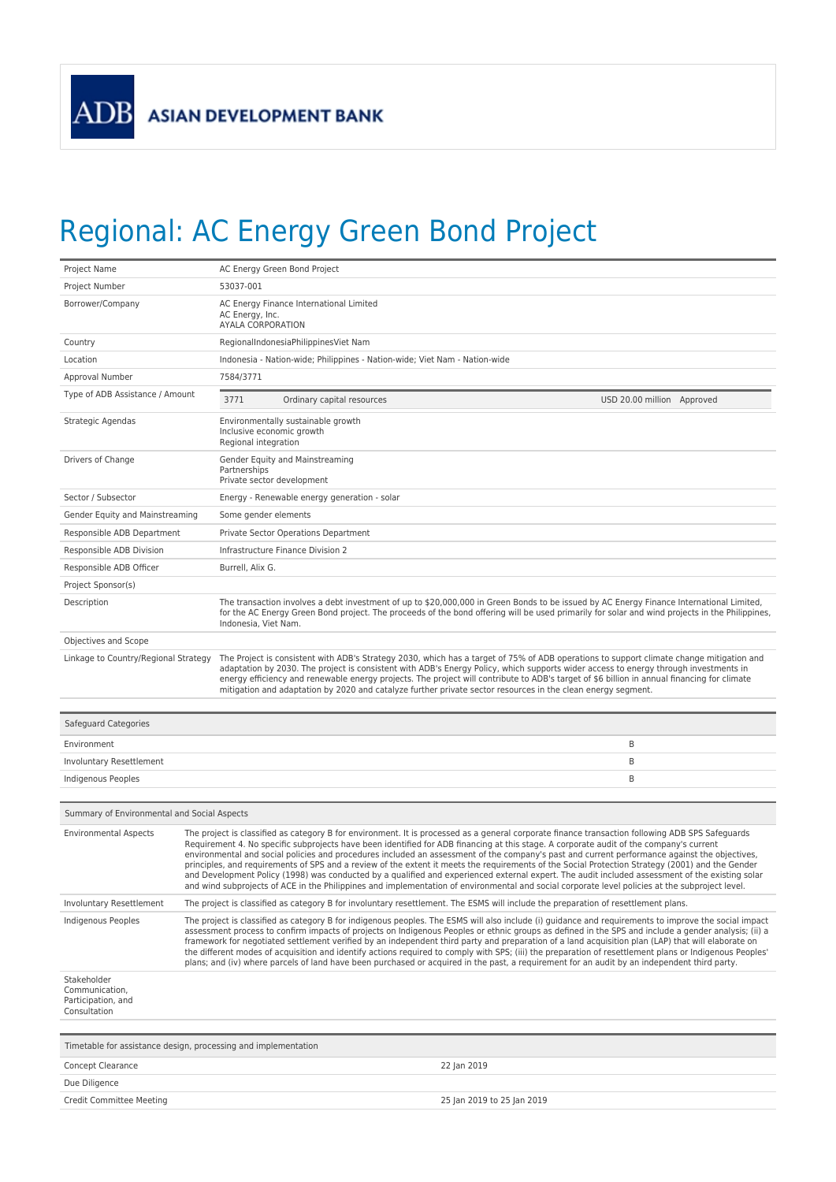ADB ASIAN DEVELOPMENT BANK

# Regional: AC Energy Green Bond Project

| | |
|---|---|
| Project Name | AC Energy Green Bond Project |
| Project Number | 53037-001 |
| Borrower/Company | AC Energy Finance International Limited<br>AC Energy, Inc.<br>AYALA CORPORATION |
| Country | RegionalIndonesiaPhilippinesViet Nam |
| Location | Indonesia - Nation-wide; Philippines - Nation-wide; Viet Nam - Nation-wide |
| Approval Number | 7584/3771 |
| Type of ADB Assistance / Amount | 3771 Ordinary capital resources USD 20.00 million Approved |
| Strategic Agendas | Environmentally sustainable growth<br>Inclusive economic growth<br>Regional integration |
| Drivers of Change | Gender Equity and Mainstreaming<br>Partnerships<br>Private sector development |
| Sector / Subsector | Energy - Renewable energy generation - solar |
| Gender Equity and Mainstreaming | Some gender elements |
| Responsible ADB Department | Private Sector Operations Department |
| Responsible ADB Division | Infrastructure Finance Division 2 |
| Responsible ADB Officer | Burrell, Alix G. |
| Project Sponsor(s) | |
| Description | The transaction involves a debt investment of up to $20,000,000 in Green Bonds to be issued by AC Energy Finance International Limited, for the AC Energy Green Bond project. The proceeds of the bond offering will be used primarily for solar and wind projects in the Philippines, Indonesia, Viet Nam. |
| Objectives and Scope | |
| Linkage to Country/Regional Strategy | The Project is consistent with ADB's Strategy 2030, which has a target of 75% of ADB operations to support climate change mitigation and adaptation by 2030. The project is consistent with ADB's Energy Policy, which supports wider access to energy through investments in energy efficiency and renewable energy projects. The project will contribute to ADB's target of $6 billion in annual financing for climate mitigation and adaptation by 2020 and catalyze further private sector resources in the clean energy segment. |

| Safeguard Categories | |
|---|---|
| Environment | B |
| Involuntary Resettlement | B |
| Indigenous Peoples | B |

| Summary of Environmental and Social Aspects | |
|---|---|
| Environmental Aspects | The project is classified as category B for environment. It is processed as a general corporate finance transaction following ADB SPS Safeguards Requirement 4. No specific subprojects have been identified for ADB financing at this stage. A corporate audit of the company's current environmental and social policies and procedures included an assessment of the company's past and current performance against the objectives, principles, and requirements of SPS and a review of the extent it meets the requirements of the Social Protection Strategy (2001) and the Gender and Development Policy (1998) was conducted by a qualified and experienced external expert. The audit included assessment of the existing solar and wind subprojects of ACE in the Philippines and implementation of environmental and social corporate level policies at the subproject level. |
| Involuntary Resettlement | The project is classified as category B for involuntary resettlement. The ESMS will include the preparation of resettlement plans. |
| Indigenous Peoples | The project is classified as category B for indigenous peoples. The ESMS will also include (i) guidance and requirements to improve the social impact assessment process to confirm impacts of projects on Indigenous Peoples or ethnic groups as defined in the SPS and include a gender analysis; (ii) a framework for negotiated settlement verified by an independent third party and preparation of a land acquisition plan (LAP) that will elaborate on the different modes of acquisition and identify actions required to comply with SPS; (iii) the preparation of resettlement plans or Indigenous Peoples' plans; and (iv) where parcels of land have been purchased or acquired in the past, a requirement for an audit by an independent third party. |
| Stakeholder Communication, Participation, and Consultation | |

| Timetable for assistance design, processing and implementation | |
|---|---|
| Concept Clearance | 22 Jan 2019 |
| Due Diligence | |
| Credit Committee Meeting | 25 Jan 2019 to 25 Jan 2019 |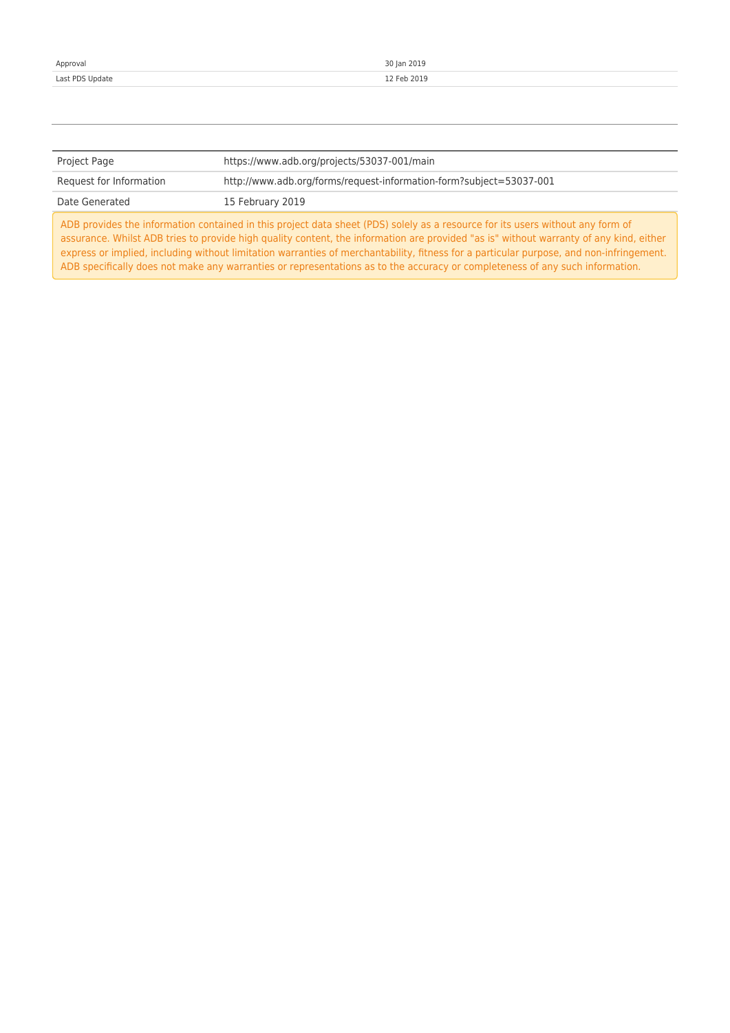| | |
|---|---|
| Approval | 30 Jan 2019 |
| Last PDS Update | 12 Feb 2019 |

| | |
|---|---|
| Project Page | https://www.adb.org/projects/53037-001/main |
| Request for Information | http://www.adb.org/forms/request-information-form?subject=53037-001 |
| Date Generated | 15 February 2019 |

ADB provides the information contained in this project data sheet (PDS) solely as a resource for its users without any form of assurance. Whilst ADB tries to provide high quality content, the information are provided "as is" without warranty of any kind, either express or implied, including without limitation warranties of merchantability, fitness for a particular purpose, and non-infringement. ADB specifically does not make any warranties or representations as to the accuracy or completeness of any such information.